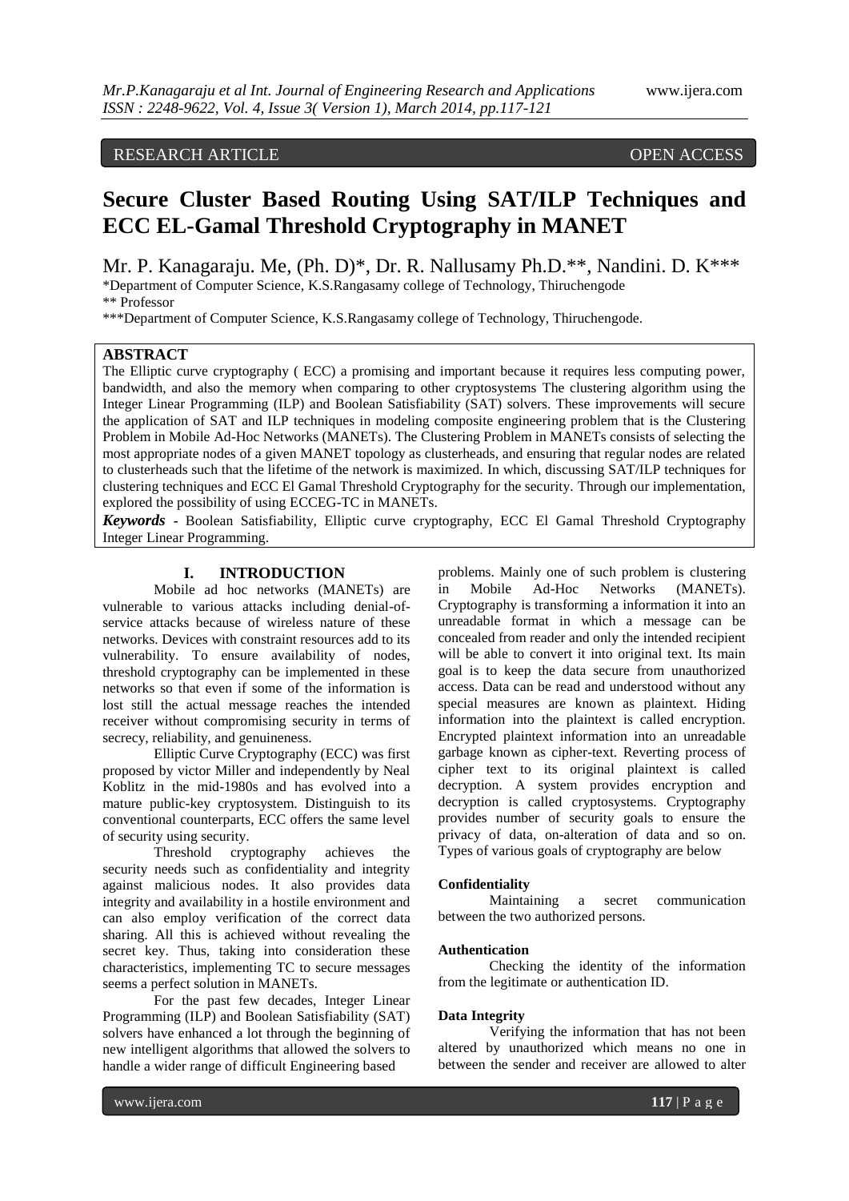RESEARCH ARTICLE OPEN ACCESS

# Secure Cluster Based Routing Using SAT/ILP Techniques and ECC EL-Gamal Threshold Cryptography in MANET

Mr. P. Kanagaraju. Me, (Ph. D)*, Dr. R. Nallusamy Ph.D.**, Nandini. D. K***

*Department of Computer Science, K.S.Rangasamy college of Technology, Thiruchengode
** Professor
***Department of Computer Science, K.S.Rangasamy college of Technology, Thiruchengode.

## ABSTRACT

The Elliptic curve cryptography ( ECC) a promising and important because it requires less computing power, bandwidth, and also the memory when comparing to other cryptosystems The clustering algorithm using the Integer Linear Programming (ILP) and Boolean Satisfiability (SAT) solvers. These improvements will secure the application of SAT and ILP techniques in modeling composite engineering problem that is the Clustering Problem in Mobile Ad-Hoc Networks (MANETs). The Clustering Problem in MANETs consists of selecting the most appropriate nodes of a given MANET topology as clusterheads, and ensuring that regular nodes are related to clusterheads such that the lifetime of the network is maximized. In which, discussing SAT/ILP techniques for clustering techniques and ECC El Gamal Threshold Cryptography for the security. Through our implementation, explored the possibility of using ECCEG-TC in MANETs.

***Keywords*** - Boolean Satisfiability, Elliptic curve cryptography, ECC El Gamal Threshold Cryptography Integer Linear Programming.

## I. INTRODUCTION

Mobile ad hoc networks (MANETs) are vulnerable to various attacks including denial-of-service attacks because of wireless nature of these networks. Devices with constraint resources add to its vulnerability. To ensure availability of nodes, threshold cryptography can be implemented in these networks so that even if some of the information is lost still the actual message reaches the intended receiver without compromising security in terms of secrecy, reliability, and genuineness.

Elliptic Curve Cryptography (ECC) was first proposed by victor Miller and independently by Neal Koblitz in the mid-1980s and has evolved into a mature public-key cryptosystem. Distinguish to its conventional counterparts, ECC offers the same level of security using security.

Threshold cryptography achieves the security needs such as confidentiality and integrity against malicious nodes. It also provides data integrity and availability in a hostile environment and can also employ verification of the correct data sharing. All this is achieved without revealing the secret key. Thus, taking into consideration these characteristics, implementing TC to secure messages seems a perfect solution in MANETs.

For the past few decades, Integer Linear Programming (ILP) and Boolean Satisfiability (SAT) solvers have enhanced a lot through the beginning of new intelligent algorithms that allowed the solvers to handle a wider range of difficult Engineering based problems. Mainly one of such problem is clustering in Mobile Ad-Hoc Networks (MANETs). Cryptography is transforming a information it into an unreadable format in which a message can be concealed from reader and only the intended recipient will be able to convert it into original text. Its main goal is to keep the data secure from unauthorized access. Data can be read and understood without any special measures are known as plaintext. Hiding information into the plaintext is called encryption. Encrypted plaintext information into an unreadable garbage known as cipher-text. Reverting process of cipher text to its original plaintext is called decryption. A system provides encryption and decryption is called cryptosystems. Cryptography provides number of security goals to ensure the privacy of data, on-alteration of data and so on. Types of various goals of cryptography are below

**Confidentiality**

Maintaining a secret communication between the two authorized persons.

**Authentication**

Checking the identity of the information from the legitimate or authentication ID.

**Data Integrity**

Verifying the information that has not been altered by unauthorized which means no one in between the sender and receiver are allowed to alter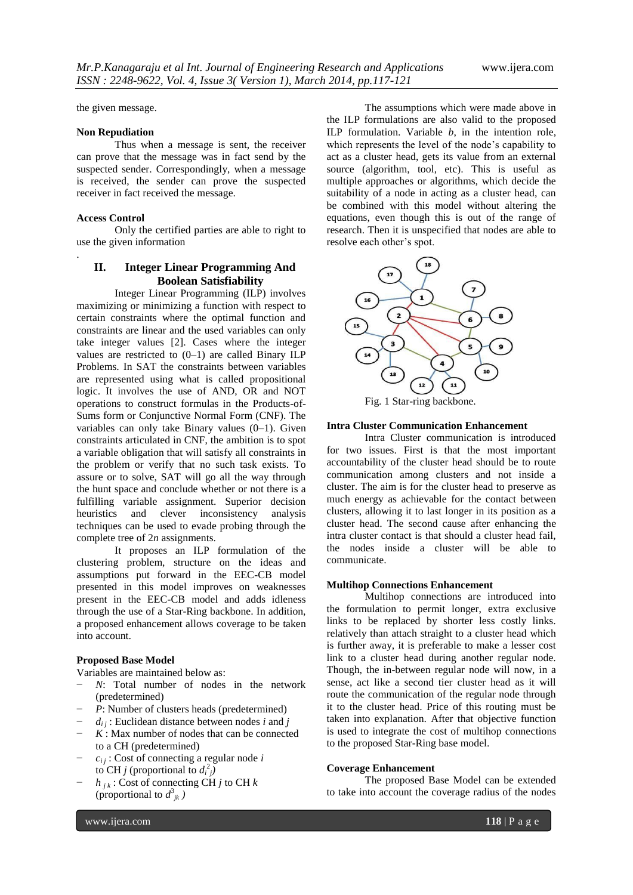the given message.

**Non Repudiation**

Thus when a message is sent, the receiver can prove that the message was in fact send by the suspected sender. Correspondingly, when a message is received, the sender can prove the suspected receiver in fact received the message.

**Access Control**

Only the certified parties are able to right to use the given information

.

## II. Integer Linear Programming And Boolean Satisfiability

Integer Linear Programming (ILP) involves maximizing or minimizing a function with respect to certain constraints where the optimal function and constraints are linear and the used variables can only take integer values [2]. Cases where the integer values are restricted to (0–1) are called Binary ILP Problems. In SAT the constraints between variables are represented using what is called propositional logic. It involves the use of AND, OR and NOT operations to construct formulas in the Products-of-Sums form or Conjunctive Normal Form (CNF). The variables can only take Binary values (0–1). Given constraints articulated in CNF, the ambition is to spot a variable obligation that will satisfy all constraints in the problem or verify that no such task exists. To assure or to solve, SAT will go all the way through the hunt space and conclude whether or not there is a fulfilling variable assignment. Superior decision heuristics and clever inconsistency analysis techniques can be used to evade probing through the complete tree of 2*n* assignments.

It proposes an ILP formulation of the clustering problem, structure on the ideas and assumptions put forward in the EEC-CB model presented in this model improves on weaknesses present in the EEC-CB model and adds idleness through the use of a Star-Ring backbone. In addition, a proposed enhancement allows coverage to be taken into account.

**Proposed Base Model**

Variables are maintained below as:

- $N$: Total number of nodes in the network (predetermined)
- $P$: Number of clusters heads (predetermined)
- $d_{ij}$ : Euclidean distance between nodes $i$ and $j$
- $K$ : Max number of nodes that can be connected to a CH (predetermined)
- $c_{ij}$ : Cost of connecting a regular node $i$ to CH $j$ (proportional to $d_{ij}^2$)
- $h_{jk}$ : Cost of connecting CH $j$ to CH $k$ (proportional to $d_{jk}^3$ )

The assumptions which were made above in the ILP formulations are also valid to the proposed ILP formulation. Variable *b*, in the intention role, which represents the level of the node's capability to act as a cluster head, gets its value from an external source (algorithm, tool, etc). This is useful as multiple approaches or algorithms, which decide the suitability of a node in acting as a cluster head, can be combined with this model without altering the equations, even though this is out of the range of research. Then it is unspecified that nodes are able to resolve each other's spot.

Fig. 1 Star-ring backbone.

**Intra Cluster Communication Enhancement**

Intra Cluster communication is introduced for two issues. First is that the most important accountability of the cluster head should be to route communication among clusters and not inside a cluster. The aim is for the cluster head to preserve as much energy as achievable for the contact between clusters, allowing it to last longer in its position as a cluster head. The second cause after enhancing the intra cluster contact is that should a cluster head fail, the nodes inside a cluster will be able to communicate.

**Multihop Connections Enhancement**

Multihop connections are introduced into the formulation to permit longer, extra exclusive links to be replaced by shorter less costly links. relatively than attach straight to a cluster head which is further away, it is preferable to make a lesser cost link to a cluster head during another regular node. Though, the in-between regular node will now, in a sense, act like a second tier cluster head as it will route the communication of the regular node through it to the cluster head. Price of this routing must be taken into explanation. After that objective function is used to integrate the cost of multihop connections to the proposed Star-Ring base model.

**Coverage Enhancement**

The proposed Base Model can be extended to take into account the coverage radius of the nodes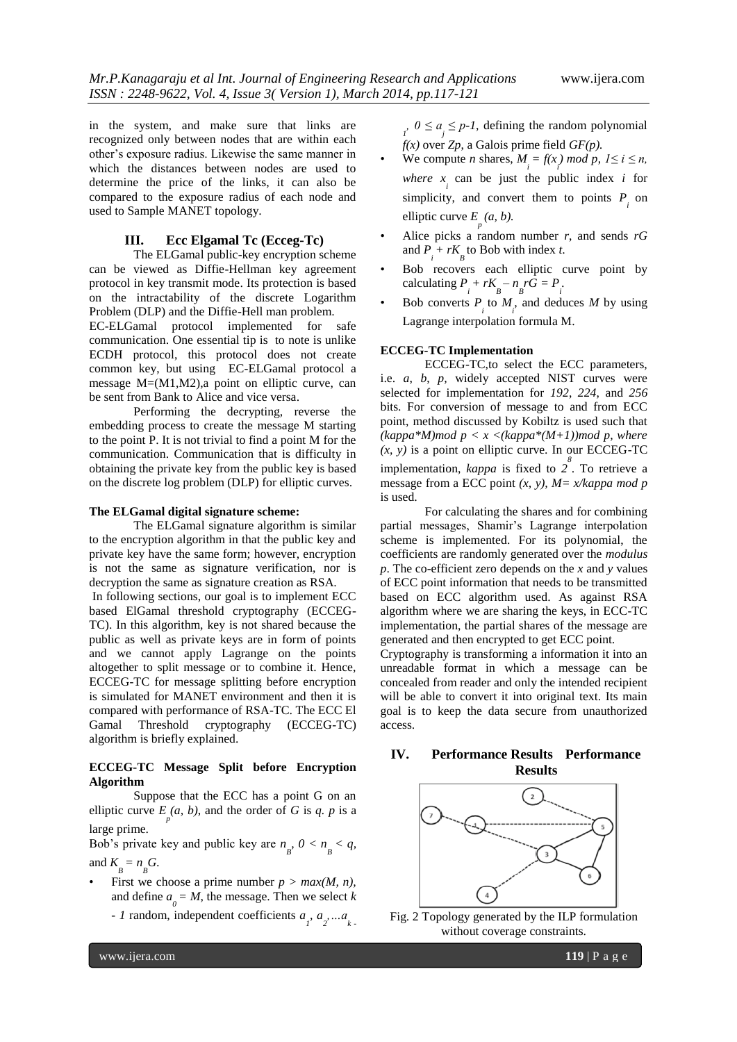in the system, and make sure that links are recognized only between nodes that are within each other's exposure radius. Likewise the same manner in which the distances between nodes are used to determine the price of the links, it can also be compared to the exposure radius of each node and used to Sample MANET topology.

## III. Ecc Elgamal Tc (Ecceg-Tc)

The ELGamal public-key encryption scheme can be viewed as Diffie-Hellman key agreement protocol in key transmit mode. Its protection is based on the intractability of the discrete Logarithm Problem (DLP) and the Diffie-Hell man problem.

EC-ELGamal protocol implemented for safe communication. One essential tip is to note is unlike ECDH protocol, this protocol does not create common key, but using EC-ELGamal protocol a message M=(M1,M2),a point on elliptic curve, can be sent from Bank to Alice and vice versa.

Performing the decrypting, reverse the embedding process to create the message M starting to the point P. It is not trivial to find a point M for the communication. Communication that is difficulty in obtaining the private key from the public key is based on the discrete log problem (DLP) for elliptic curves.

**The ELGamal digital signature scheme:**

The ELGamal signature algorithm is similar to the encryption algorithm in that the public key and private key have the same form; however, encryption is not the same as signature verification, nor is decryption the same as signature creation as RSA.

In following sections, our goal is to implement ECC based ElGamal threshold cryptography (ECCEG-TC). In this algorithm, key is not shared because the public as well as private keys are in form of points and we cannot apply Lagrange on the points altogether to split message or to combine it. Hence, ECCEG-TC for message splitting before encryption is simulated for MANET environment and then it is compared with performance of RSA-TC. The ECC El Gamal Threshold cryptography (ECCEG-TC) algorithm is briefly explained.

**ECCEG-TC Message Split before Encryption Algorithm**

Suppose that the ECC has a point G on an elliptic curve $E_p(a, b)$, and the order of $G$ is $q$. $p$ is a large prime.

Bob's private key and public key are $n_B$, $0 < n_B < q$, and $K_B = n_B G$.

- First we choose a prime number $p > max(M, n)$, and define $a_0 = M$, the message. Then we select $k - 1$ random, independent coefficients $a_1, a_2, \ldots a_{k-1}$, $0 \le a_j \le p-1$, defining the random polynomial $f(x)$ over $Zp$, a Galois prime field $GF(p)$.
- We compute $n$ shares, $M_i = f(x_i) \bmod p$, $1 \le i \le n$, where $x_i$ can be just the public index $i$ for simplicity, and convert them to points $P_i$ on elliptic curve $E_p(a, b)$.
- Alice picks a random number $r$, and sends $rG$ and $P_i + rK_B$ to Bob with index $t$.
- Bob recovers each elliptic curve point by calculating $P_i + rK_B - n_B rG = P_i$.
- Bob converts $P_i$ to $M_i$, and deduces $M$ by using Lagrange interpolation formula M.

**ECCEG-TC Implementation**

ECCEG-TC,to select the ECC parameters, i.e. *a*, *b*, *p*, widely accepted NIST curves were selected for implementation for *192*, *224*, and *256* bits. For conversion of message to and from ECC point, method discussed by Kobiltz is used such that $(kappa*M) mod\ p < x < (kappa*(M+1)) mod\ p$, where $(x, y)$ is a point on elliptic curve. In our ECCEG-TC implementation, *kappa* is fixed to $2^8$. To retrieve a message from a ECC point $(x, y)$, $M = x/kappa \bmod p$ is used.

For calculating the shares and for combining partial messages, Shamir's Lagrange interpolation scheme is implemented. For its polynomial, the coefficients are randomly generated over the *modulus p*. The co-efficient zero depends on the *x* and *y* values of ECC point information that needs to be transmitted based on ECC algorithm used. As against RSA algorithm where we are sharing the keys, in ECC-TC implementation, the partial shares of the message are generated and then encrypted to get ECC point.

Cryptography is transforming a information it into an unreadable format in which a message can be concealed from reader and only the intended recipient will be able to convert it into original text. Its main goal is to keep the data secure from unauthorized access.

## IV. Performance Results Performance Results

Fig. 2 Topology generated by the ILP formulation without coverage constraints.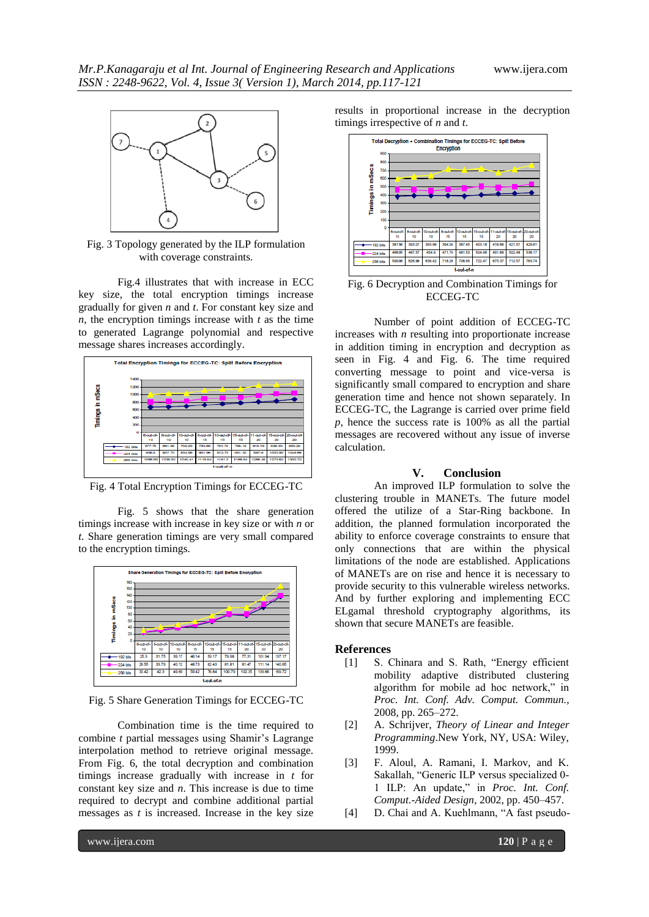Fig. 3 Topology generated by the ILP formulation with coverage constraints.

Fig.4 illustrates that with increase in ECC key size, the total encryption timings increase gradually for given *n* and *t*. For constant key size and *n*, the encryption timings increase with *t* as the time to generated Lagrange polynomial and respective message shares increases accordingly.

Fig. 4 Total Encryption Timings for ECCEG-TC

Fig. 5 shows that the share generation timings increase with increase in key size or with *n* or *t*. Share generation timings are very small compared to the encryption timings.

Fig. 5 Share Generation Timings for ECCEG-TC

Combination time is the time required to combine *t* partial messages using Shamir's Lagrange interpolation method to retrieve original message. From Fig. 6, the total decryption and combination timings increase gradually with increase in *t* for constant key size and *n*. This increase is due to time required to decrypt and combine additional partial messages as *t* is increased. Increase in the key size results in proportional increase in the decryption timings irrespective of *n* and *t*.

Fig. 6 Decryption and Combination Timings for ECCEG-TC

Number of point addition of ECCEG-TC increases with *n* resulting into proportionate increase in addition timing in encryption and decryption as seen in Fig. 4 and Fig. 6. The time required converting message to point and vice-versa is significantly small compared to encryption and share generation time and hence not shown separately. In ECCEG-TC, the Lagrange is carried over prime field *p*, hence the success rate is 100% as all the partial messages are recovered without any issue of inverse calculation.

## V. Conclusion

An improved ILP formulation to solve the clustering trouble in MANETs. The future model offered the utilize of a Star-Ring backbone. In addition, the planned formulation incorporated the ability to enforce coverage constraints to ensure that only connections that are within the physical limitations of the node are established. Applications of MANETs are on rise and hence it is necessary to provide security to this vulnerable wireless networks. And by further exploring and implementing ECC ELgamal threshold cryptography algorithms, its shown that secure MANETs are feasible.

## References

[1] S. Chinara and S. Rath, "Energy efficient mobility adaptive distributed clustering algorithm for mobile ad hoc network," in *Proc. Int. Conf. Adv. Comput. Commun.*, 2008, pp. 265–272.

[2] A. Schrijver, *Theory of Linear and Integer Programming*.New York, NY, USA: Wiley, 1999.

[3] F. Aloul, A. Ramani, I. Markov, and K. Sakallah, "Generic ILP versus specialized 0-1 ILP: An update," in *Proc. Int. Conf. Comput.-Aided Design*, 2002, pp. 450–457.

[4] D. Chai and A. Kuehlmann, "A fast pseudo-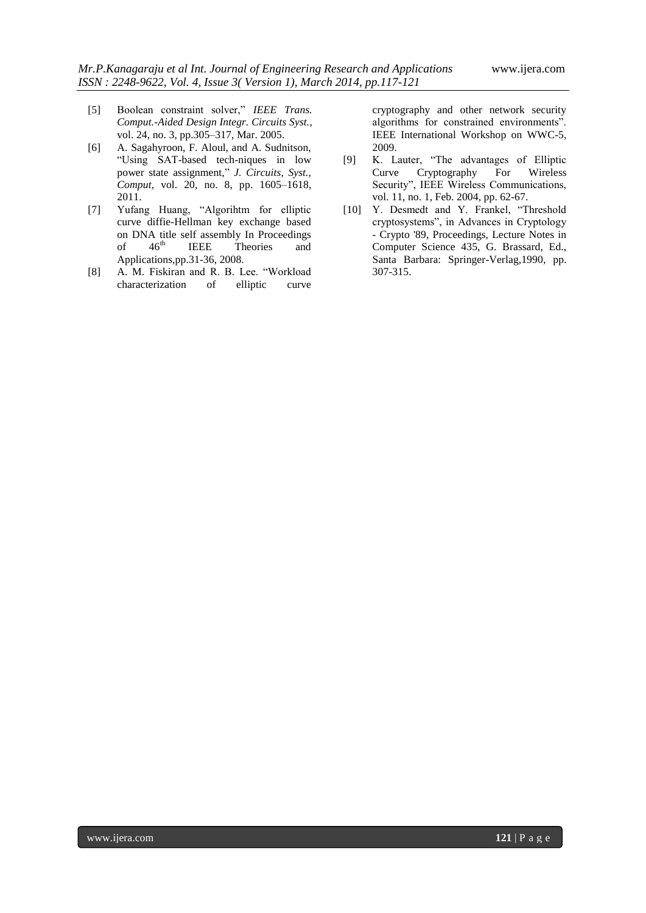[5] Boolean constraint solver," *IEEE Trans. Comput.-Aided Design Integr. Circuits Syst.*, vol. 24, no. 3, pp.305–317, Mar. 2005.

[6] A. Sagahyroon, F. Aloul, and A. Sudnitson, "Using SAT-based tech-niques in low power state assignment," *J. Circuits, Syst., Comput*, vol. 20, no. 8, pp. 1605–1618, 2011.

[7] Yufang Huang, "Algorihtm for elliptic curve diffie-Hellman key exchange based on DNA title self assembly In Proceedings of 46th IEEE Theories and Applications,pp.31-36, 2008.

[8] A. M. Fiskiran and R. B. Lee. "Workload characterization of elliptic curve cryptography and other network security algorithms for constrained environments". IEEE International Workshop on WWC-5, 2009.

[9] K. Lauter, "The advantages of Elliptic Curve Cryptography For Wireless Security", IEEE Wireless Communications, vol. 11, no. 1, Feb. 2004, pp. 62-67.

[10] Y. Desmedt and Y. Frankel, "Threshold cryptosystems", in Advances in Cryptology - Crypto '89, Proceedings, Lecture Notes in Computer Science 435, G. Brassard, Ed., Santa Barbara: Springer-Verlag,1990, pp. 307-315.